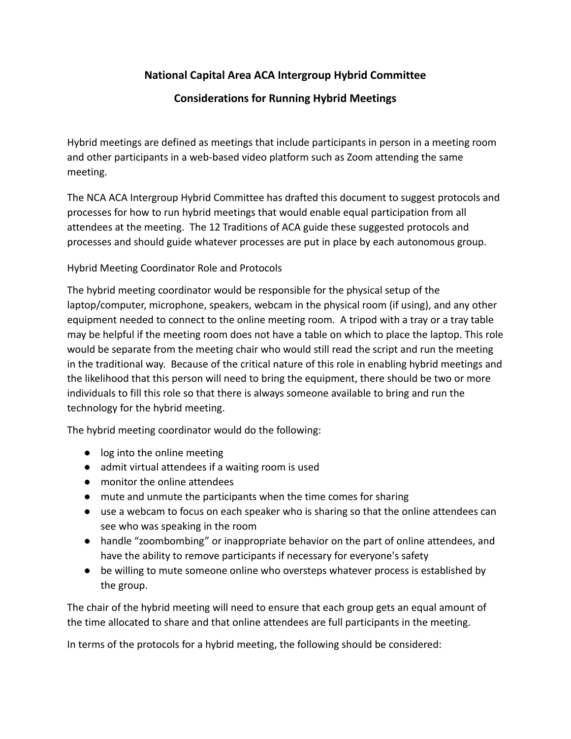# National Capital Area ACA Intergroup Hybrid Committee

## Considerations for Running Hybrid Meetings

Hybrid meetings are defined as meetings that include participants in person in a meeting room and other participants in a web-based video platform such as Zoom attending the same meeting.

The NCA ACA Intergroup Hybrid Committee has drafted this document to suggest protocols and processes for how to run hybrid meetings that would enable equal participation from all attendees at the meeting. The 12 Traditions of ACA guide these suggested protocols and processes and should guide whatever processes are put in place by each autonomous group.

### Hybrid Meeting Coordinator Role and Protocols

The hybrid meeting coordinator would be responsible for the physical setup of the laptop/computer, microphone, speakers, webcam in the physical room (if using), and any other equipment needed to connect to the online meeting room. A tripod with a tray or a tray table may be helpful if the meeting room does not have a table on which to place the laptop. This role would be separate from the meeting chair who would still read the script and run the meeting in the traditional way. Because of the critical nature of this role in enabling hybrid meetings and the likelihood that this person will need to bring the equipment, there should be two or more individuals to fill this role so that there is always someone available to bring and run the technology for the hybrid meeting.

The hybrid meeting coordinator would do the following:

- log into the online meeting
- admit virtual attendees if a waiting room is used
- monitor the online attendees
- mute and unmute the participants when the time comes for sharing
- use a webcam to focus on each speaker who is sharing so that the online attendees can see who was speaking in the room
- handle "zoombombing" or inappropriate behavior on the part of online attendees, and have the ability to remove participants if necessary for everyone's safety
- be willing to mute someone online who oversteps whatever process is established by the group.

The chair of the hybrid meeting will need to ensure that each group gets an equal amount of the time allocated to share and that online attendees are full participants in the meeting.

In terms of the protocols for a hybrid meeting, the following should be considered: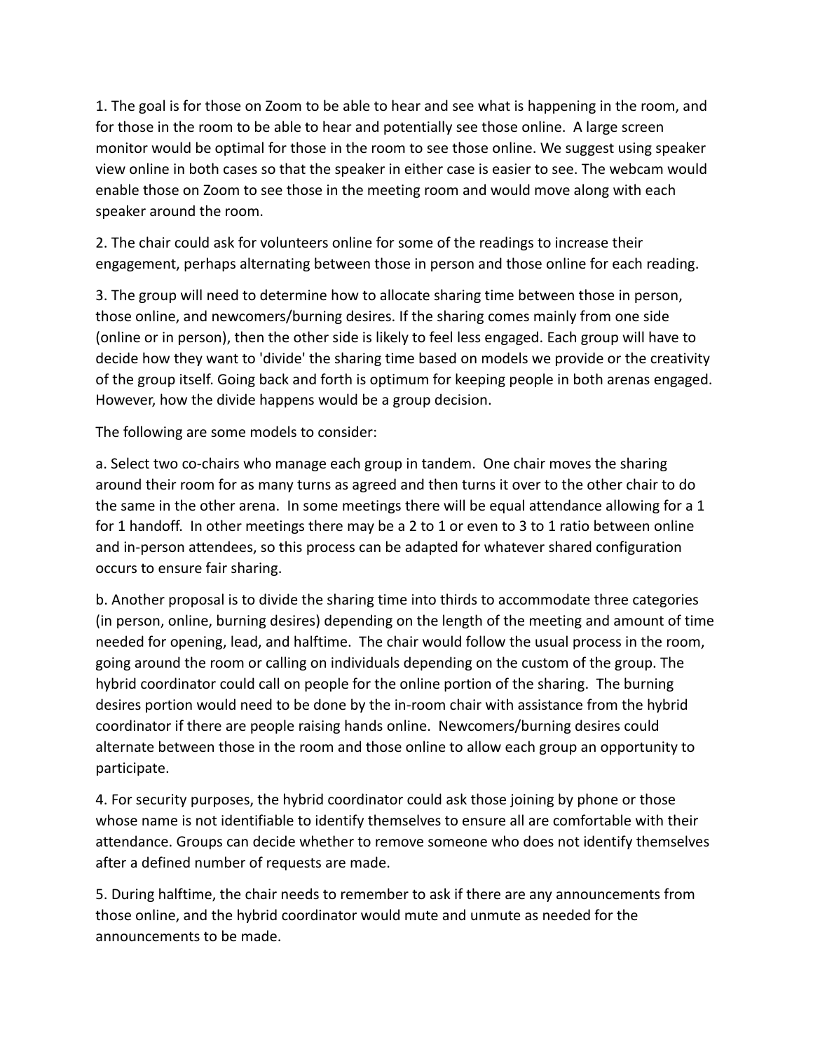1. The goal is for those on Zoom to be able to hear and see what is happening in the room, and for those in the room to be able to hear and potentially see those online. A large screen monitor would be optimal for those in the room to see those online. We suggest using speaker view online in both cases so that the speaker in either case is easier to see. The webcam would enable those on Zoom to see those in the meeting room and would move along with each speaker around the room.

2. The chair could ask for volunteers online for some of the readings to increase their engagement, perhaps alternating between those in person and those online for each reading.

3. The group will need to determine how to allocate sharing time between those in person, those online, and newcomers/burning desires. If the sharing comes mainly from one side (online or in person), then the other side is likely to feel less engaged. Each group will have to decide how they want to 'divide' the sharing time based on models we provide or the creativity of the group itself. Going back and forth is optimum for keeping people in both arenas engaged. However, how the divide happens would be a group decision.

The following are some models to consider:

a. Select two co-chairs who manage each group in tandem. One chair moves the sharing around their room for as many turns as agreed and then turns it over to the other chair to do the same in the other arena. In some meetings there will be equal attendance allowing for a 1 for 1 handoff. In other meetings there may be a 2 to 1 or even to 3 to 1 ratio between online and in-person attendees, so this process can be adapted for whatever shared configuration occurs to ensure fair sharing.

b. Another proposal is to divide the sharing time into thirds to accommodate three categories (in person, online, burning desires) depending on the length of the meeting and amount of time needed for opening, lead, and halftime. The chair would follow the usual process in the room, going around the room or calling on individuals depending on the custom of the group. The hybrid coordinator could call on people for the online portion of the sharing. The burning desires portion would need to be done by the in-room chair with assistance from the hybrid coordinator if there are people raising hands online. Newcomers/burning desires could alternate between those in the room and those online to allow each group an opportunity to participate.

4. For security purposes, the hybrid coordinator could ask those joining by phone or those whose name is not identifiable to identify themselves to ensure all are comfortable with their attendance. Groups can decide whether to remove someone who does not identify themselves after a defined number of requests are made.

5. During halftime, the chair needs to remember to ask if there are any announcements from those online, and the hybrid coordinator would mute and unmute as needed for the announcements to be made.